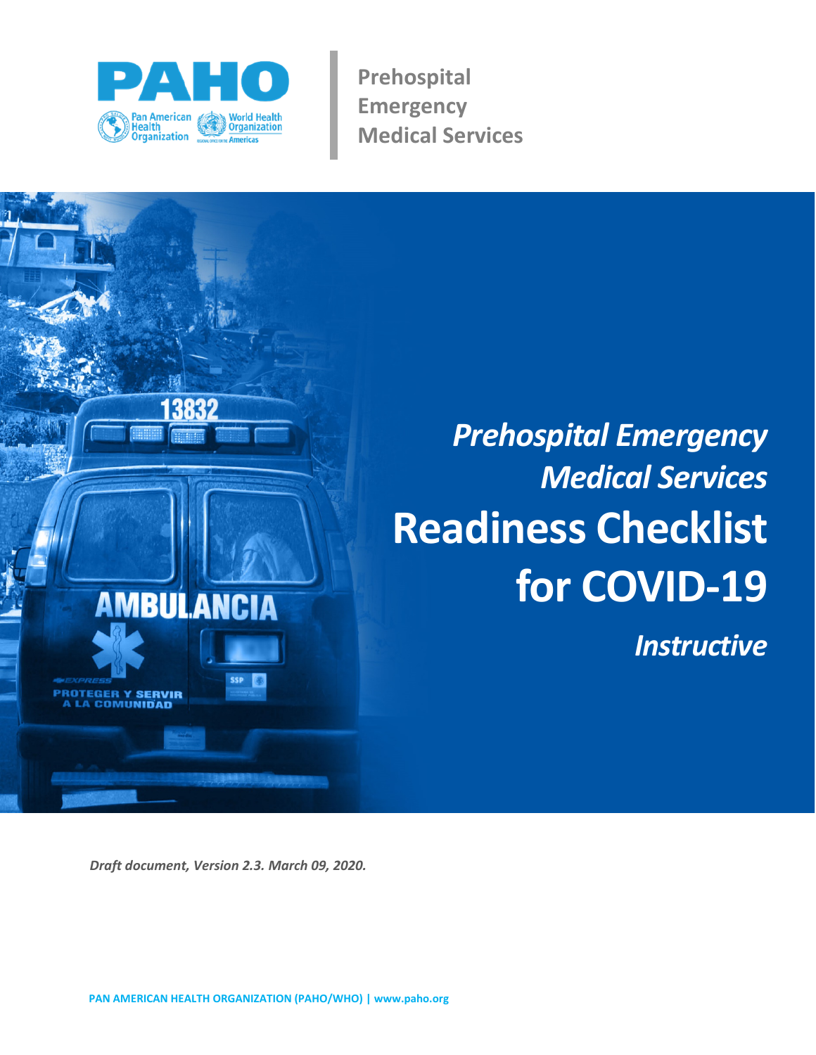PAHO

Pan American Health Organization | World Health Organization — Regional Office for the Americas

**Prehospital Emergency Medical Services**

*Prehospital Emergency Medical Services*

# Readiness Checklist for COVID-19

*Instructive*

***Draft document, Version 2.3. March 09, 2020.***

**PAN AMERICAN HEALTH ORGANIZATION (PAHO/WHO) | www.paho.org**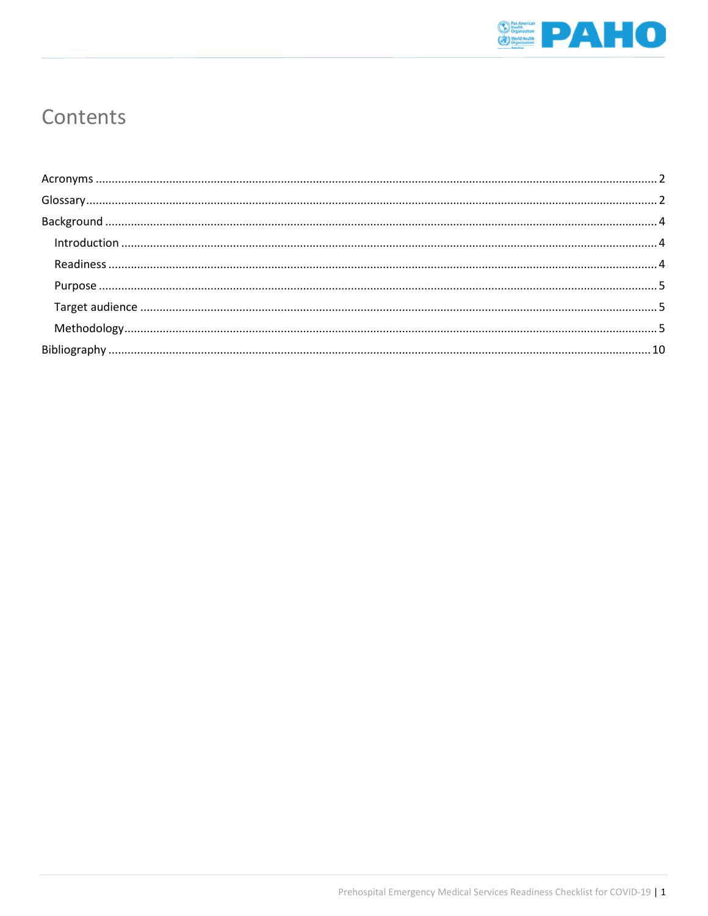# Contents

Acronyms ........................................................................................................................................... 2
Glossary ............................................................................................................................................ 2
Background ....................................................................................................................................... 4
  Introduction ................................................................................................................................... 4
  Readiness ....................................................................................................................................... 4
  Purpose .......................................................................................................................................... 5
  Target audience .............................................................................................................................. 5
  Methodology ................................................................................................................................... 5
Bibliography ..................................................................................................................................... 10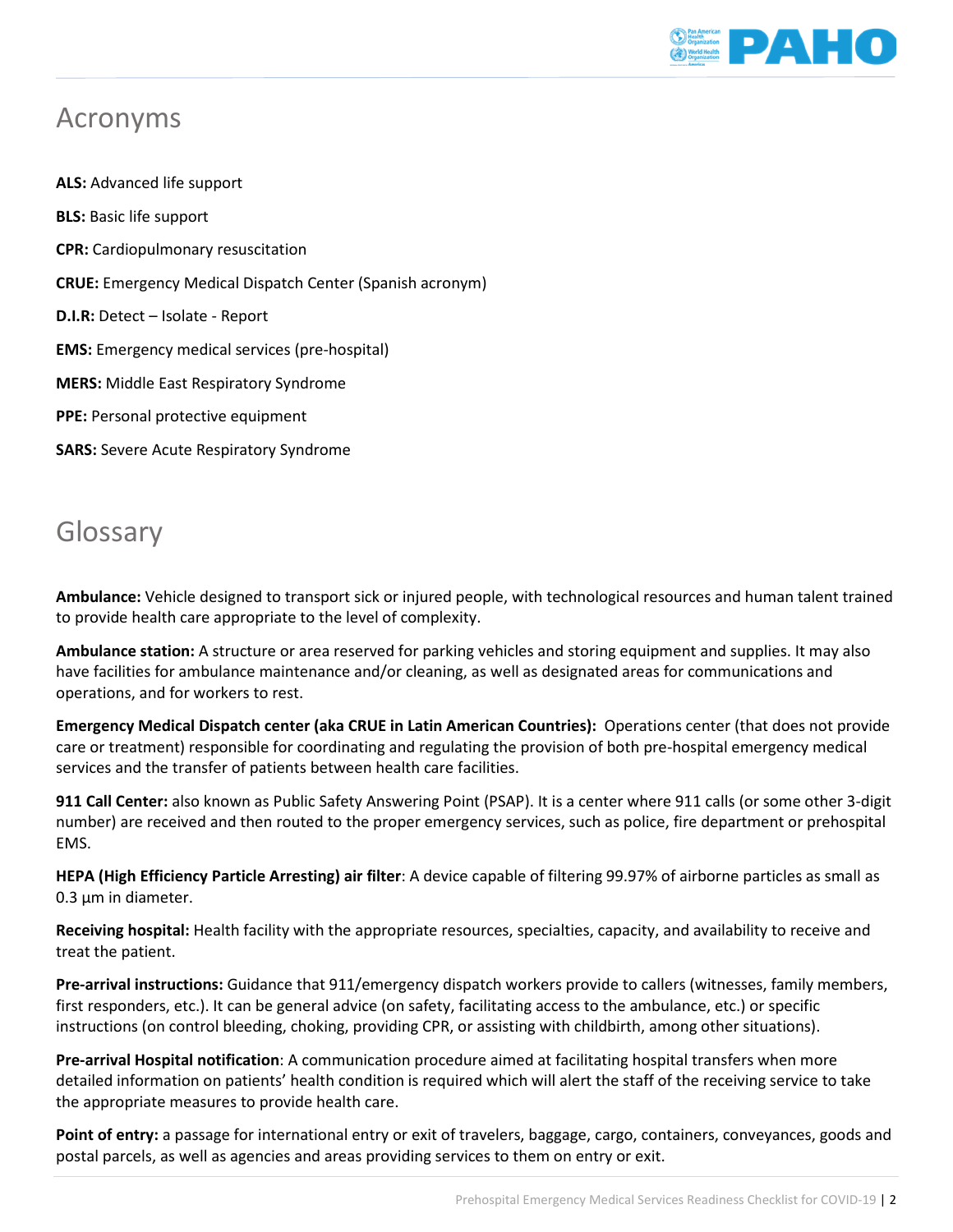## Acronyms

**ALS:** Advanced life support

**BLS:** Basic life support

**CPR:** Cardiopulmonary resuscitation

**CRUE:** Emergency Medical Dispatch Center (Spanish acronym)

**D.I.R:** Detect – Isolate - Report

**EMS:** Emergency medical services (pre-hospital)

**MERS:** Middle East Respiratory Syndrome

**PPE:** Personal protective equipment

**SARS:** Severe Acute Respiratory Syndrome

## Glossary

**Ambulance:** Vehicle designed to transport sick or injured people, with technological resources and human talent trained to provide health care appropriate to the level of complexity.

**Ambulance station:** A structure or area reserved for parking vehicles and storing equipment and supplies. It may also have facilities for ambulance maintenance and/or cleaning, as well as designated areas for communications and operations, and for workers to rest.

**Emergency Medical Dispatch center (aka CRUE in Latin American Countries):** Operations center (that does not provide care or treatment) responsible for coordinating and regulating the provision of both pre-hospital emergency medical services and the transfer of patients between health care facilities.

**911 Call Center:** also known as Public Safety Answering Point (PSAP). It is a center where 911 calls (or some other 3-digit number) are received and then routed to the proper emergency services, such as police, fire department or prehospital EMS.

**HEPA (High Efficiency Particle Arresting) air filter**: A device capable of filtering 99.97% of airborne particles as small as 0.3 µm in diameter.

**Receiving hospital:** Health facility with the appropriate resources, specialties, capacity, and availability to receive and treat the patient.

**Pre-arrival instructions:** Guidance that 911/emergency dispatch workers provide to callers (witnesses, family members, first responders, etc.). It can be general advice (on safety, facilitating access to the ambulance, etc.) or specific instructions (on control bleeding, choking, providing CPR, or assisting with childbirth, among other situations).

**Pre-arrival Hospital notification**: A communication procedure aimed at facilitating hospital transfers when more detailed information on patients' health condition is required which will alert the staff of the receiving service to take the appropriate measures to provide health care.

**Point of entry:** a passage for international entry or exit of travelers, baggage, cargo, containers, conveyances, goods and postal parcels, as well as agencies and areas providing services to them on entry or exit.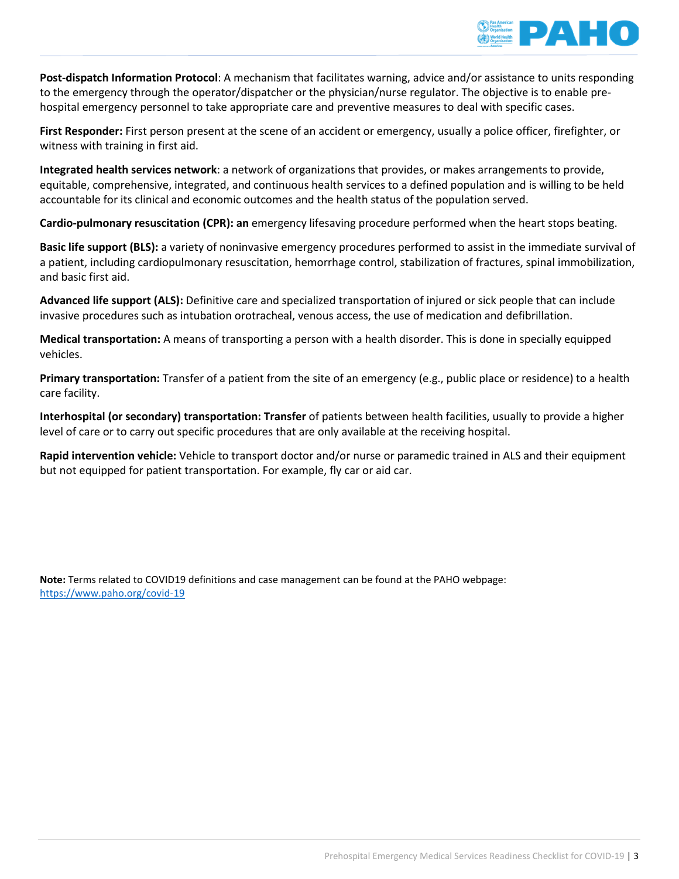**Post-dispatch Information Protocol**: A mechanism that facilitates warning, advice and/or assistance to units responding to the emergency through the operator/dispatcher or the physician/nurse regulator. The objective is to enable pre-hospital emergency personnel to take appropriate care and preventive measures to deal with specific cases.

**First Responder:** First person present at the scene of an accident or emergency, usually a police officer, firefighter, or witness with training in first aid.

**Integrated health services network**: a network of organizations that provides, or makes arrangements to provide, equitable, comprehensive, integrated, and continuous health services to a defined population and is willing to be held accountable for its clinical and economic outcomes and the health status of the population served.

**Cardio-pulmonary resuscitation (CPR): an** emergency lifesaving procedure performed when the heart stops beating.

**Basic life support (BLS):** a variety of noninvasive emergency procedures performed to assist in the immediate survival of a patient, including cardiopulmonary resuscitation, hemorrhage control, stabilization of fractures, spinal immobilization, and basic first aid.

**Advanced life support (ALS):** Definitive care and specialized transportation of injured or sick people that can include invasive procedures such as intubation orotracheal, venous access, the use of medication and defibrillation.

**Medical transportation:** A means of transporting a person with a health disorder. This is done in specially equipped vehicles.

**Primary transportation:** Transfer of a patient from the site of an emergency (e.g., public place or residence) to a health care facility.

**Interhospital (or secondary) transportation: Transfer** of patients between health facilities, usually to provide a higher level of care or to carry out specific procedures that are only available at the receiving hospital.

**Rapid intervention vehicle:** Vehicle to transport doctor and/or nurse or paramedic trained in ALS and their equipment but not equipped for patient transportation. For example, fly car or aid car.

**Note:** Terms related to COVID19 definitions and case management can be found at the PAHO webpage: https://www.paho.org/covid-19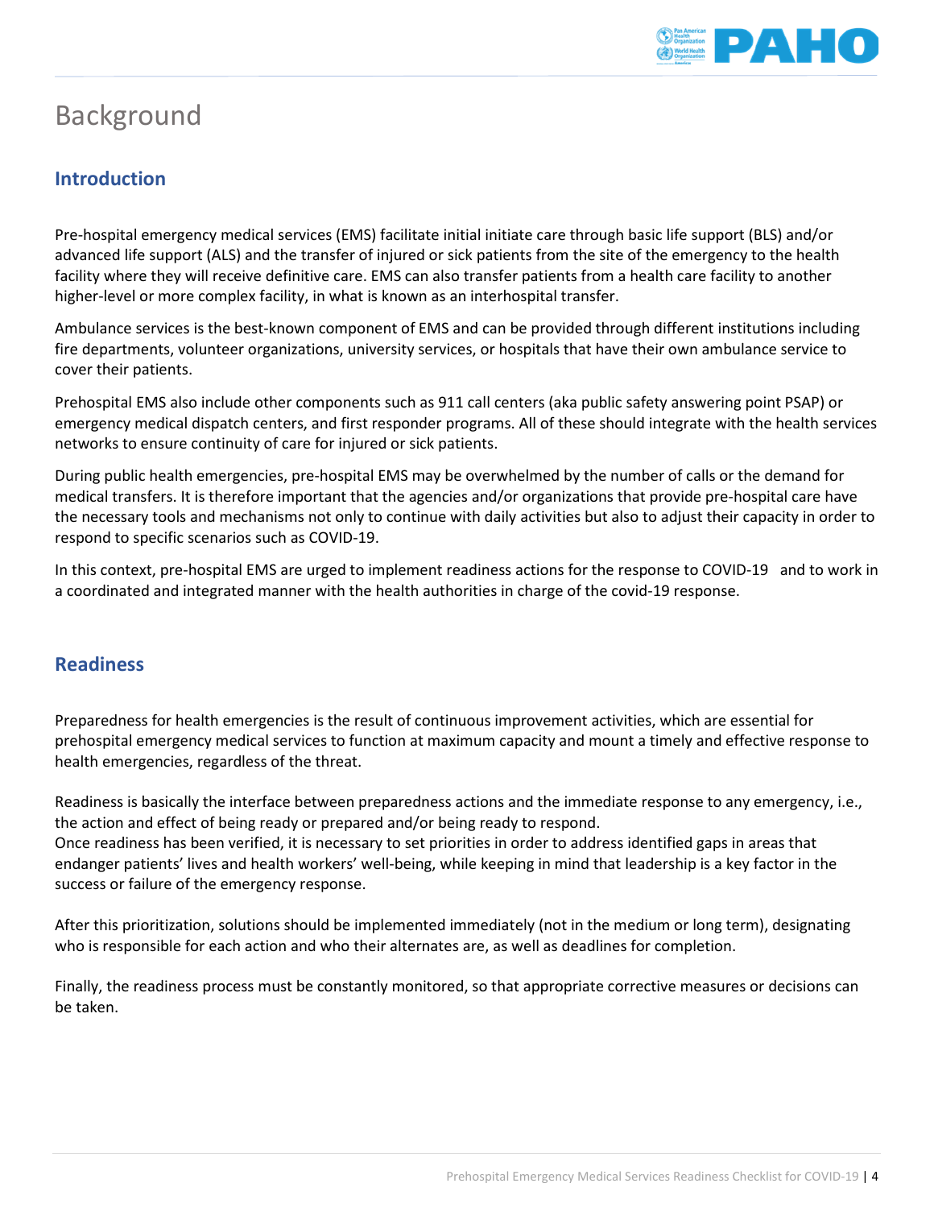# Background

## Introduction

Pre-hospital emergency medical services (EMS) facilitate initial initiate care through basic life support (BLS) and/or advanced life support (ALS) and the transfer of injured or sick patients from the site of the emergency to the health facility where they will receive definitive care. EMS can also transfer patients from a health care facility to another higher-level or more complex facility, in what is known as an interhospital transfer.

Ambulance services is the best-known component of EMS and can be provided through different institutions including fire departments, volunteer organizations, university services, or hospitals that have their own ambulance service to cover their patients.

Prehospital EMS also include other components such as 911 call centers (aka public safety answering point PSAP) or emergency medical dispatch centers, and first responder programs. All of these should integrate with the health services networks to ensure continuity of care for injured or sick patients.

During public health emergencies, pre-hospital EMS may be overwhelmed by the number of calls or the demand for medical transfers. It is therefore important that the agencies and/or organizations that provide pre-hospital care have the necessary tools and mechanisms not only to continue with daily activities but also to adjust their capacity in order to respond to specific scenarios such as COVID-19.

In this context, pre-hospital EMS are urged to implement readiness actions for the response to COVID-19 and to work in a coordinated and integrated manner with the health authorities in charge of the covid-19 response.

## Readiness

Preparedness for health emergencies is the result of continuous improvement activities, which are essential for prehospital emergency medical services to function at maximum capacity and mount a timely and effective response to health emergencies, regardless of the threat.

Readiness is basically the interface between preparedness actions and the immediate response to any emergency, i.e., the action and effect of being ready or prepared and/or being ready to respond.
Once readiness has been verified, it is necessary to set priorities in order to address identified gaps in areas that endanger patients' lives and health workers' well-being, while keeping in mind that leadership is a key factor in the success or failure of the emergency response.

After this prioritization, solutions should be implemented immediately (not in the medium or long term), designating who is responsible for each action and who their alternates are, as well as deadlines for completion.

Finally, the readiness process must be constantly monitored, so that appropriate corrective measures or decisions can be taken.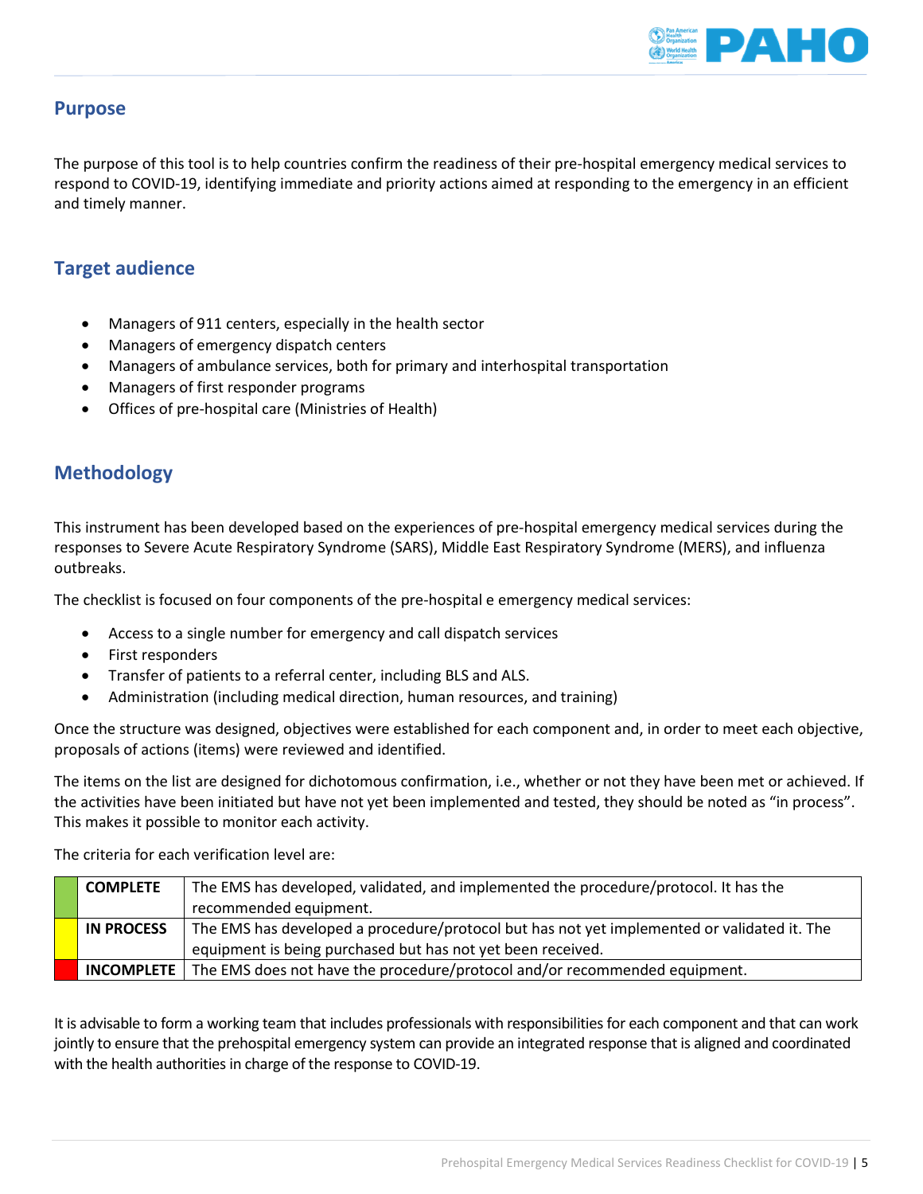## Purpose

The purpose of this tool is to help countries confirm the readiness of their pre-hospital emergency medical services to respond to COVID-19, identifying immediate and priority actions aimed at responding to the emergency in an efficient and timely manner.

## Target audience

- Managers of 911 centers, especially in the health sector
- Managers of emergency dispatch centers
- Managers of ambulance services, both for primary and interhospital transportation
- Managers of first responder programs
- Offices of pre-hospital care (Ministries of Health)

## Methodology

This instrument has been developed based on the experiences of pre-hospital emergency medical services during the responses to Severe Acute Respiratory Syndrome (SARS), Middle East Respiratory Syndrome (MERS), and influenza outbreaks.

The checklist is focused on four components of the pre-hospital e emergency medical services:

- Access to a single number for emergency and call dispatch services
- First responders
- Transfer of patients to a referral center, including BLS and ALS.
- Administration (including medical direction, human resources, and training)

Once the structure was designed, objectives were established for each component and, in order to meet each objective, proposals of actions (items) were reviewed and identified.

The items on the list are designed for dichotomous confirmation, i.e., whether or not they have been met or achieved. If the activities have been initiated but have not yet been implemented and tested, they should be noted as “in process”. This makes it possible to monitor each activity.

The criteria for each verification level are:

| | | |
|---|---|---|
| | **COMPLETE** | The EMS has developed, validated, and implemented the procedure/protocol. It has the recommended equipment. |
| | **IN PROCESS** | The EMS has developed a procedure/protocol but has not yet implemented or validated it. The equipment is being purchased but has not yet been received. |
| | **INCOMPLETE** | The EMS does not have the procedure/protocol and/or recommended equipment. |

It is advisable to form a working team that includes professionals with responsibilities for each component and that can work jointly to ensure that the prehospital emergency system can provide an integrated response that is aligned and coordinated with the health authorities in charge of the response to COVID-19.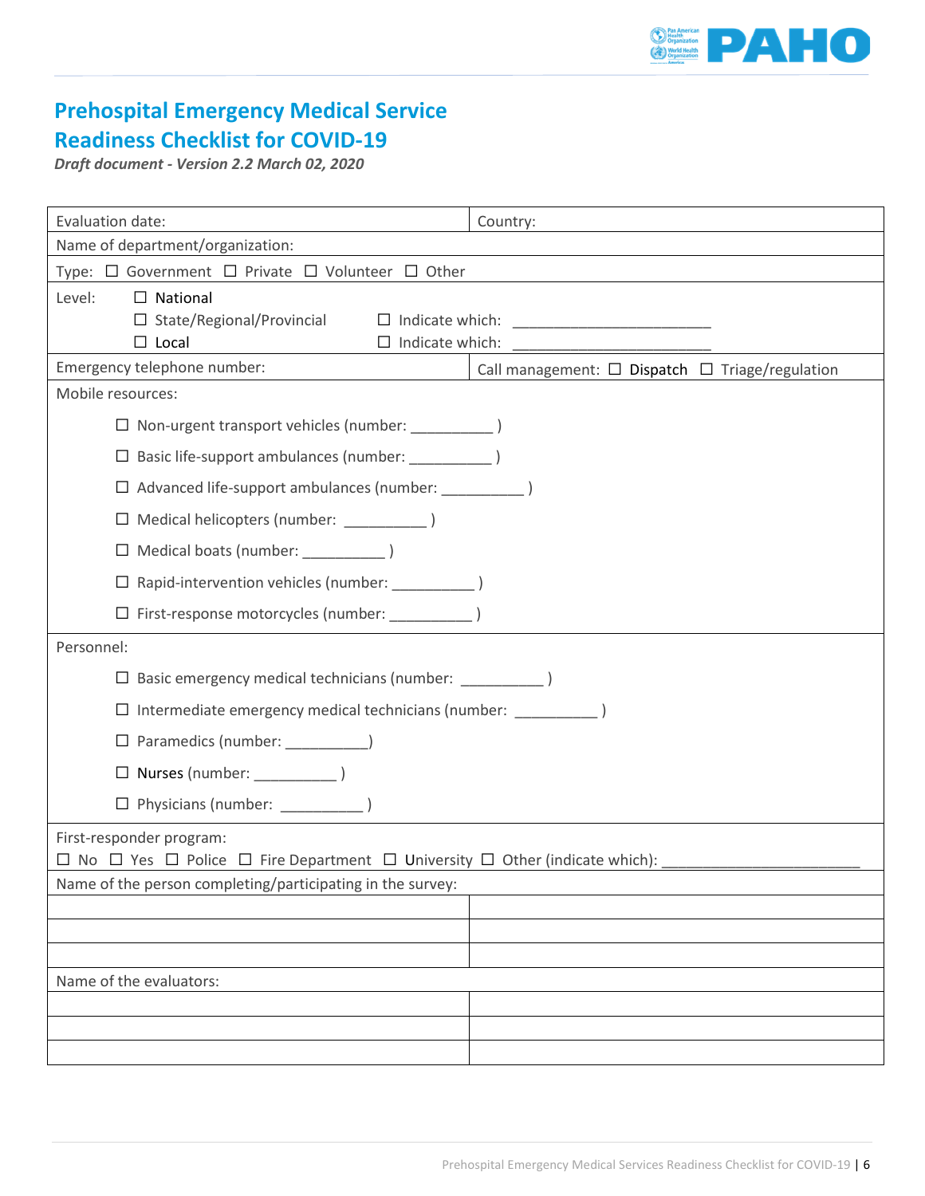# Prehospital Emergency Medical Service Readiness Checklist for COVID-19

*Draft document - Version 2.2 March 02, 2020*

| | |
|---|---|
| Evaluation date: | Country: |
| Name of department/organization: | |
| Type: ☐ Government ☐ Private ☐ Volunteer ☐ Other | |
| Level: ☐ National<br>☐ State/Regional/Provincial ☐ Indicate which: ________________________<br>☐ Local ☐ Indicate which: ________________________ | |
| Emergency telephone number: | Call management: ☐ Dispatch ☐ Triage/regulation |
| Mobile resources:<br>☐ Non-urgent transport vehicles (number: __________ )<br>☐ Basic life-support ambulances (number: __________ )<br>☐ Advanced life-support ambulances (number: __________ )<br>☐ Medical helicopters (number: __________ )<br>☐ Medical boats (number: __________ )<br>☐ Rapid-intervention vehicles (number: __________ )<br>☐ First-response motorcycles (number: __________ ) | |
| Personnel:<br>☐ Basic emergency medical technicians (number: __________ )<br>☐ Intermediate emergency medical technicians (number: __________ )<br>☐ Paramedics (number: __________)<br>☐ Nurses (number: __________ )<br>☐ Physicians (number: __________ ) | |
| First-responder program:<br>☐ No ☐ Yes ☐ Police ☐ Fire Department ☐ University ☐ Other (indicate which): ________________________ | |
| Name of the person completing/participating in the survey: | |
| | |
| | |
| | |
| Name of the evaluators: | |
| | |
| | |
| | |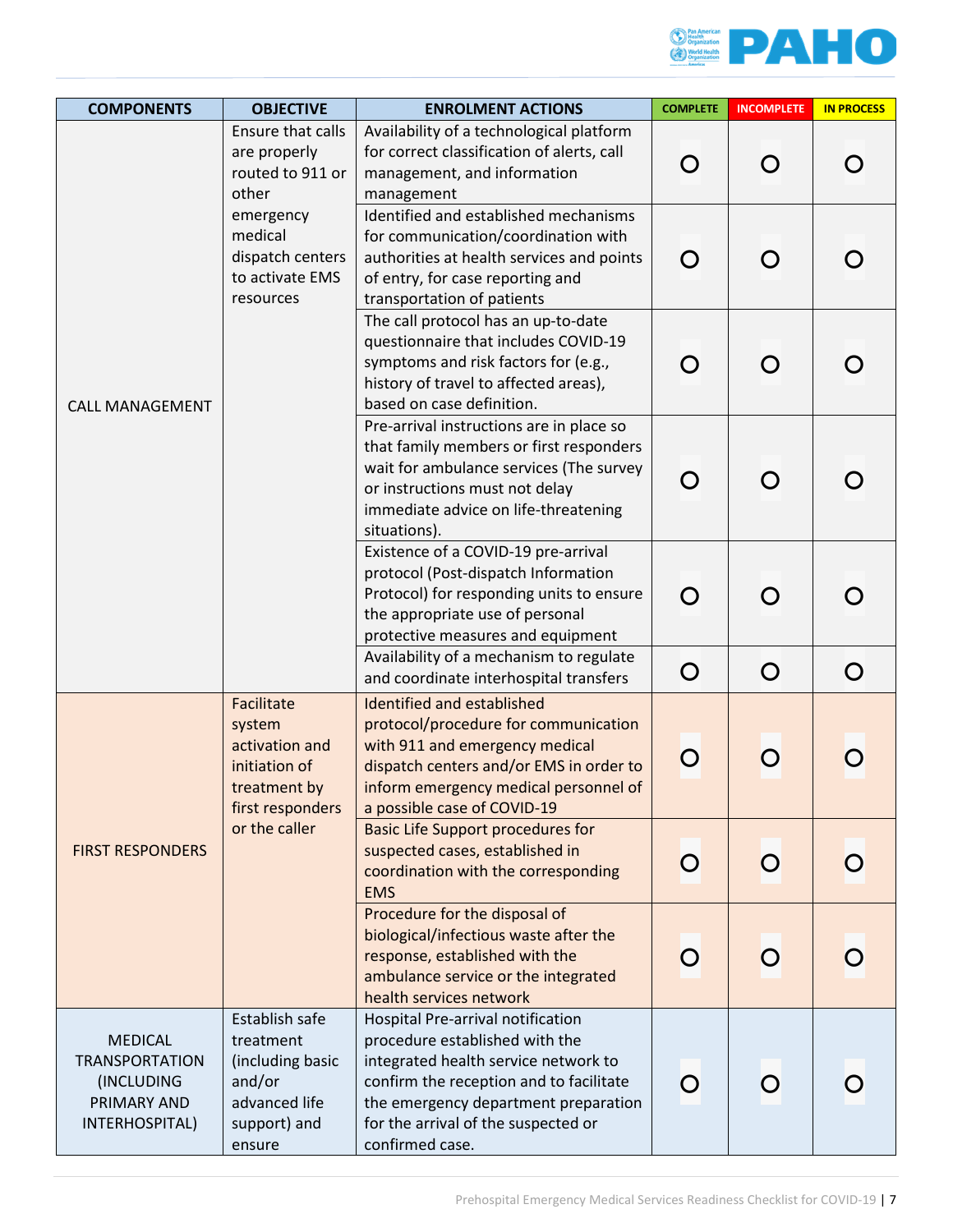| COMPONENTS | OBJECTIVE | ENROLMENT ACTIONS | COMPLETE | INCOMPLETE | IN PROCESS |
|---|---|---|---|---|---|
| CALL MANAGEMENT | Ensure that calls are properly routed to 911 or other emergency medical dispatch centers to activate EMS resources | Availability of a technological platform for correct classification of alerts, call management, and information management | O | O | O |
| | | Identified and established mechanisms for communication/coordination with authorities at health services and points of entry, for case reporting and transportation of patients | O | O | O |
| | | The call protocol has an up-to-date questionnaire that includes COVID-19 symptoms and risk factors for (e.g., history of travel to affected areas), based on case definition. | O | O | O |
| | | Pre-arrival instructions are in place so that family members or first responders wait for ambulance services (The survey or instructions must not delay immediate advice on life-threatening situations). | O | O | O |
| | | Existence of a COVID-19 pre-arrival protocol (Post-dispatch Information Protocol) for responding units to ensure the appropriate use of personal protective measures and equipment | O | O | O |
| | | Availability of a mechanism to regulate and coordinate interhospital transfers | O | O | O |
| FIRST RESPONDERS | Facilitate system activation and initiation of treatment by first responders or the caller | Identified and established protocol/procedure for communication with 911 and emergency medical dispatch centers and/or EMS in order to inform emergency medical personnel of a possible case of COVID-19 | O | O | O |
| | | Basic Life Support procedures for suspected cases, established in coordination with the corresponding EMS | O | O | O |
| | | Procedure for the disposal of biological/infectious waste after the response, established with the ambulance service or the integrated health services network | O | O | O |
| MEDICAL TRANSPORTATION (INCLUDING PRIMARY AND INTERHOSPITAL) | Establish safe treatment (including basic and/or advanced life support) and ensure | Hospital Pre-arrival notification procedure established with the integrated health service network to confirm the reception and to facilitate the emergency department preparation for the arrival of the suspected or confirmed case. | O | O | O |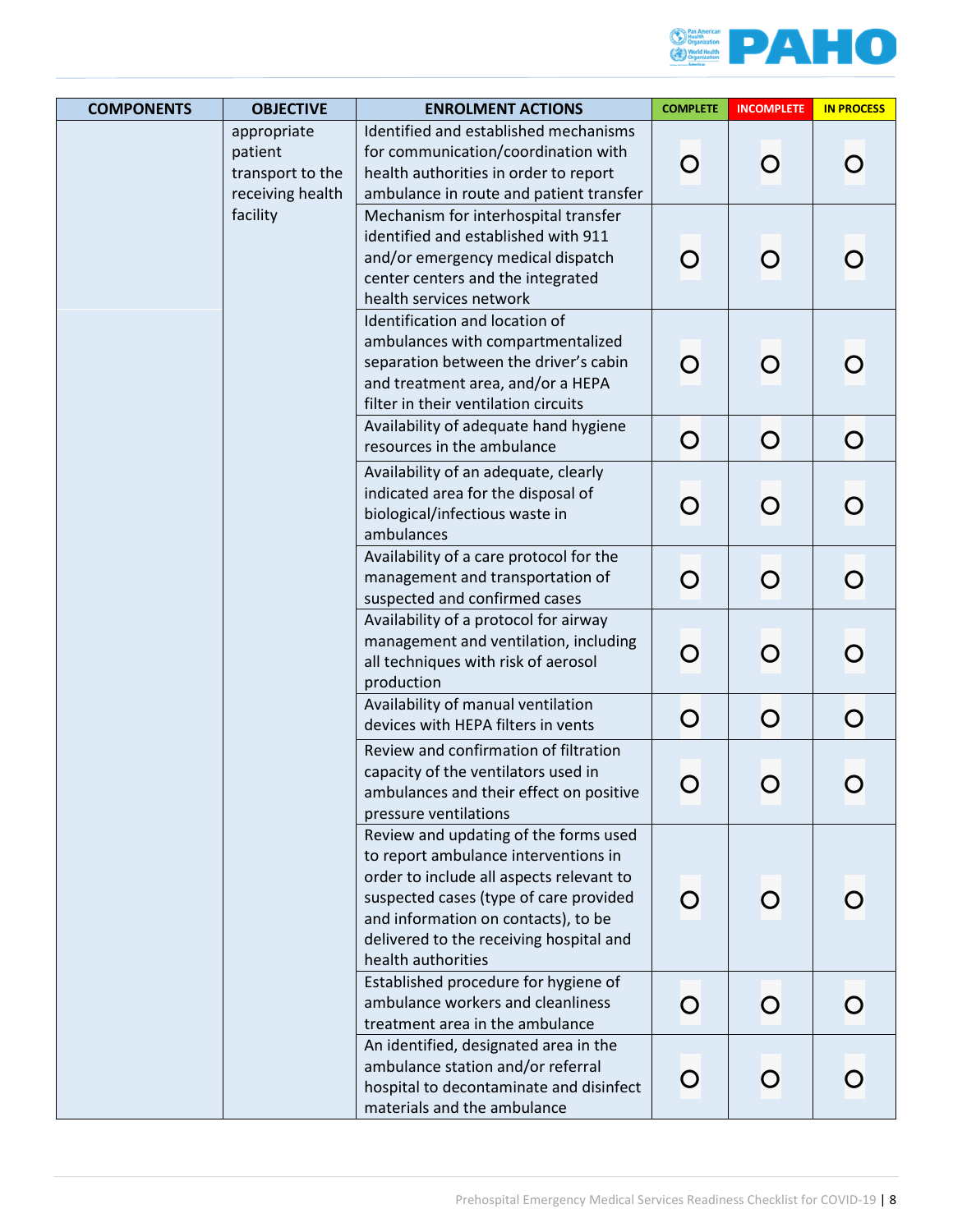| COMPONENTS | OBJECTIVE | ENROLMENT ACTIONS | COMPLETE | INCOMPLETE | IN PROCESS |
| --- | --- | --- | --- | --- | --- |
| | appropriate patient transport to the receiving health facility | Identified and established mechanisms for communication/coordination with health authorities in order to report ambulance in route and patient transfer | O | O | O |
| | | Mechanism for interhospital transfer identified and established with 911 and/or emergency medical dispatch center centers and the integrated health services network | O | O | O |
| | | Identification and location of ambulances with compartmentalized separation between the driver's cabin and treatment area, and/or a HEPA filter in their ventilation circuits | O | O | O |
| | | Availability of adequate hand hygiene resources in the ambulance | O | O | O |
| | | Availability of an adequate, clearly indicated area for the disposal of biological/infectious waste in ambulances | O | O | O |
| | | Availability of a care protocol for the management and transportation of suspected and confirmed cases | O | O | O |
| | | Availability of a protocol for airway management and ventilation, including all techniques with risk of aerosol production | O | O | O |
| | | Availability of manual ventilation devices with HEPA filters in vents | O | O | O |
| | | Review and confirmation of filtration capacity of the ventilators used in ambulances and their effect on positive pressure ventilations | O | O | O |
| | | Review and updating of the forms used to report ambulance interventions in order to include all aspects relevant to suspected cases (type of care provided and information on contacts), to be delivered to the receiving hospital and health authorities | O | O | O |
| | | Established procedure for hygiene of ambulance workers and cleanliness treatment area in the ambulance | O | O | O |
| | | An identified, designated area in the ambulance station and/or referral hospital to decontaminate and disinfect materials and the ambulance | O | O | O |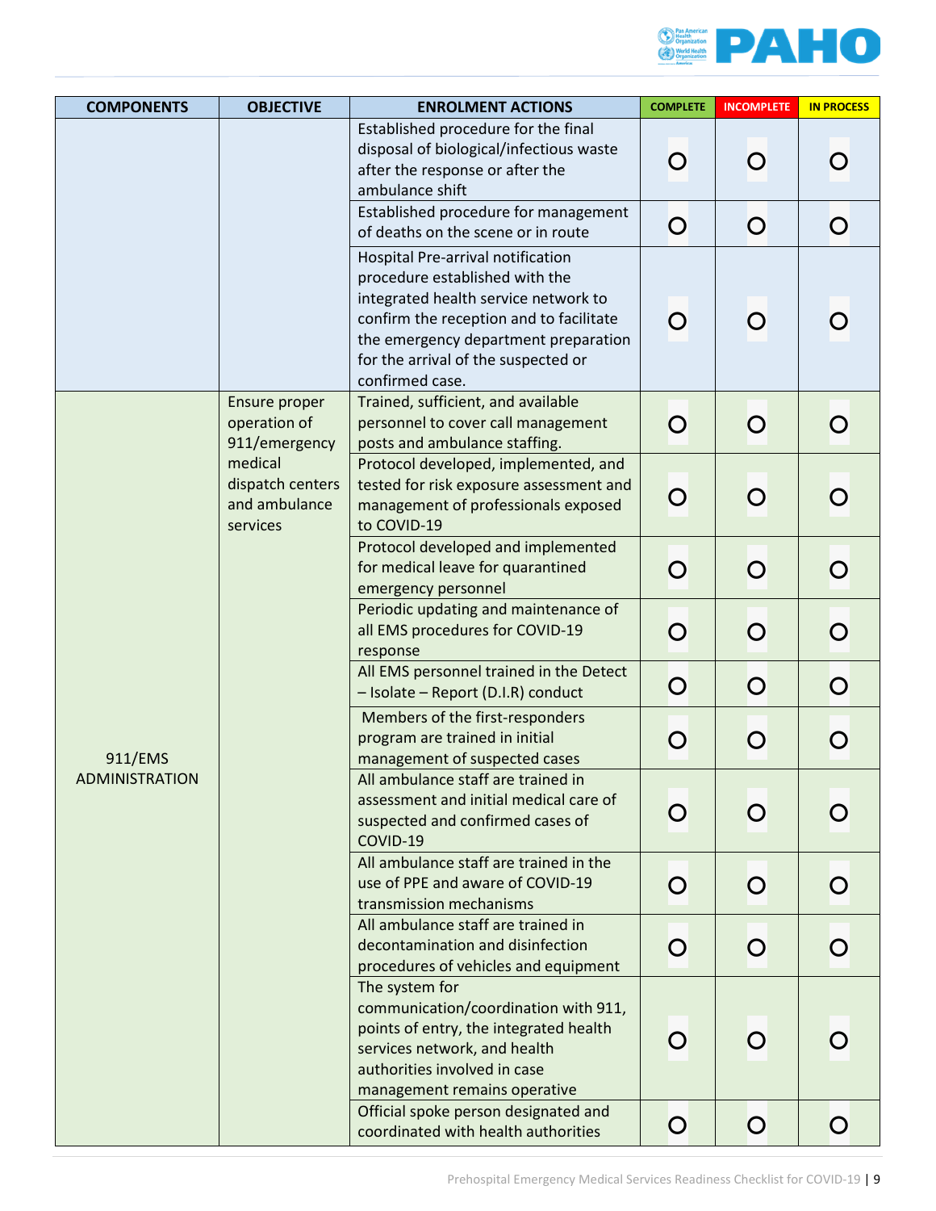| COMPONENTS | OBJECTIVE | ENROLMENT ACTIONS | COMPLETE | INCOMPLETE | IN PROCESS |
|---|---|---|---|---|---|
| | | Established procedure for the final disposal of biological/infectious waste after the response or after the ambulance shift | O | O | O |
| | | Established procedure for management of deaths on the scene or in route | O | O | O |
| | | Hospital Pre-arrival notification procedure established with the integrated health service network to confirm the reception and to facilitate the emergency department preparation for the arrival of the suspected or confirmed case. | O | O | O |
| 911/EMS ADMINISTRATION | Ensure proper operation of 911/emergency medical dispatch centers and ambulance services | Trained, sufficient, and available personnel to cover call management posts and ambulance staffing. | O | O | O |
| | | Protocol developed, implemented, and tested for risk exposure assessment and management of professionals exposed to COVID-19 | O | O | O |
| | | Protocol developed and implemented for medical leave for quarantined emergency personnel | O | O | O |
| | | Periodic updating and maintenance of all EMS procedures for COVID-19 response | O | O | O |
| | | All EMS personnel trained in the Detect – Isolate – Report (D.I.R) conduct | O | O | O |
| | | Members of the first-responders program are trained in initial management of suspected cases | O | O | O |
| | | All ambulance staff are trained in assessment and initial medical care of suspected and confirmed cases of COVID-19 | O | O | O |
| | | All ambulance staff are trained in the use of PPE and aware of COVID-19 transmission mechanisms | O | O | O |
| | | All ambulance staff are trained in decontamination and disinfection procedures of vehicles and equipment | O | O | O |
| | | The system for communication/coordination with 911, points of entry, the integrated health services network, and health authorities involved in case management remains operative | O | O | O |
| | | Official spoke person designated and coordinated with health authorities | O | O | O |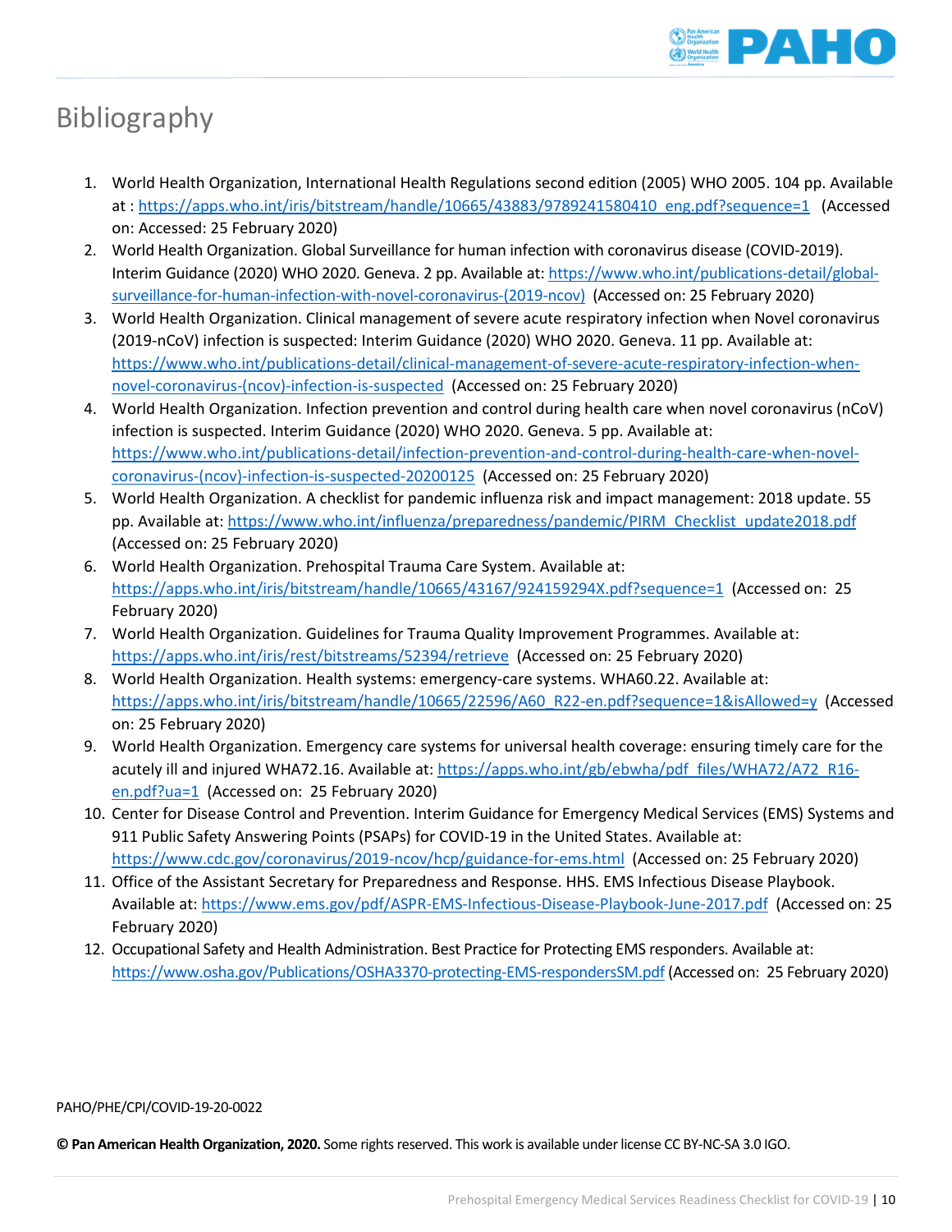# Bibliography

1. World Health Organization, International Health Regulations second edition (2005) WHO 2005. 104 pp. Available at : https://apps.who.int/iris/bitstream/handle/10665/43883/9789241580410_eng.pdf?sequence=1 (Accessed on: Accessed: 25 February 2020)
2. World Health Organization. Global Surveillance for human infection with coronavirus disease (COVID-2019). Interim Guidance (2020) WHO 2020. Geneva. 2 pp. Available at: https://www.who.int/publications-detail/global-surveillance-for-human-infection-with-novel-coronavirus-(2019-ncov) (Accessed on: 25 February 2020)
3. World Health Organization. Clinical management of severe acute respiratory infection when Novel coronavirus (2019-nCoV) infection is suspected: Interim Guidance (2020) WHO 2020. Geneva. 11 pp. Available at: https://www.who.int/publications-detail/clinical-management-of-severe-acute-respiratory-infection-when-novel-coronavirus-(ncov)-infection-is-suspected (Accessed on: 25 February 2020)
4. World Health Organization. Infection prevention and control during health care when novel coronavirus (nCoV) infection is suspected. Interim Guidance (2020) WHO 2020. Geneva. 5 pp. Available at: https://www.who.int/publications-detail/infection-prevention-and-control-during-health-care-when-novel-coronavirus-(ncov)-infection-is-suspected-20200125 (Accessed on: 25 February 2020)
5. World Health Organization. A checklist for pandemic influenza risk and impact management: 2018 update. 55 pp. Available at: https://www.who.int/influenza/preparedness/pandemic/PIRM_Checklist_update2018.pdf (Accessed on: 25 February 2020)
6. World Health Organization. Prehospital Trauma Care System. Available at: https://apps.who.int/iris/bitstream/handle/10665/43167/924159294X.pdf?sequence=1 (Accessed on: 25 February 2020)
7. World Health Organization. Guidelines for Trauma Quality Improvement Programmes. Available at: https://apps.who.int/iris/rest/bitstreams/52394/retrieve (Accessed on: 25 February 2020)
8. World Health Organization. Health systems: emergency-care systems. WHA60.22. Available at: https://apps.who.int/iris/bitstream/handle/10665/22596/A60_R22-en.pdf?sequence=1&isAllowed=y (Accessed on: 25 February 2020)
9. World Health Organization. Emergency care systems for universal health coverage: ensuring timely care for the acutely ill and injured WHA72.16. Available at: https://apps.who.int/gb/ebwha/pdf_files/WHA72/A72_R16-en.pdf?ua=1 (Accessed on: 25 February 2020)
10. Center for Disease Control and Prevention. Interim Guidance for Emergency Medical Services (EMS) Systems and 911 Public Safety Answering Points (PSAPs) for COVID-19 in the United States. Available at: https://www.cdc.gov/coronavirus/2019-ncov/hcp/guidance-for-ems.html (Accessed on: 25 February 2020)
11. Office of the Assistant Secretary for Preparedness and Response. HHS. EMS Infectious Disease Playbook. Available at: https://www.ems.gov/pdf/ASPR-EMS-Infectious-Disease-Playbook-June-2017.pdf (Accessed on: 25 February 2020)
12. Occupational Safety and Health Administration. Best Practice for Protecting EMS responders. Available at: https://www.osha.gov/Publications/OSHA3370-protecting-EMS-respondersSM.pdf (Accessed on: 25 February 2020)

PAHO/PHE/CPI/COVID-19-20-0022

**© Pan American Health Organization, 2020.** Some rights reserved. This work is available under license CC BY-NC-SA 3.0 IGO.